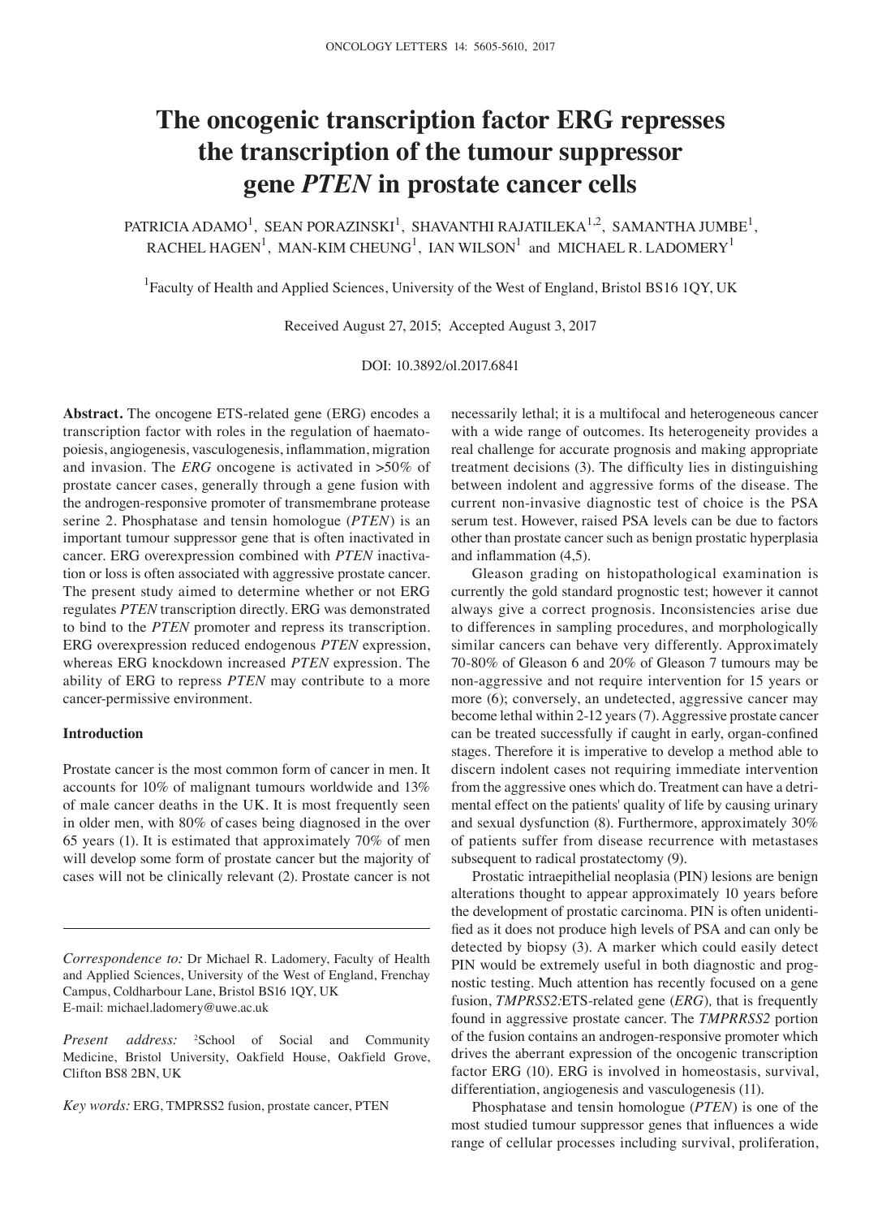# The oncogenic transcription factor ERG represses the transcription of the tumour suppressor gene *PTEN* in prostate cancer cells

PATRICIA ADAMO[1], SEAN PORAZINSKI[1], SHAVANTHI RAJATILEKA[1,2], SAMANTHA JUMBE[1], RACHEL HAGEN[1], MAN-KIM CHEUNG[1], IAN WILSON[1] and MICHAEL R. LADOMERY[1]

[1]Faculty of Health and Applied Sciences, University of the West of England, Bristol BS16 1QY, UK

Received August 27, 2015; Accepted August 3, 2017

DOI: 10.3892/ol.2017.6841

**Abstract.** The oncogene ETS-related gene (ERG) encodes a transcription factor with roles in the regulation of haematopoiesis, angiogenesis, vasculogenesis, inflammation, migration and invasion. The *ERG* oncogene is activated in >50% of prostate cancer cases, generally through a gene fusion with the androgen-responsive promoter of transmembrane protease serine 2. Phosphatase and tensin homologue (*PTEN*) is an important tumour suppressor gene that is often inactivated in cancer. ERG overexpression combined with *PTEN* inactivation or loss is often associated with aggressive prostate cancer. The present study aimed to determine whether or not ERG regulates *PTEN* transcription directly. ERG was demonstrated to bind to the *PTEN* promoter and repress its transcription. ERG overexpression reduced endogenous *PTEN* expression, whereas ERG knockdown increased *PTEN* expression. The ability of ERG to repress *PTEN* may contribute to a more cancer-permissive environment.

## Introduction

Prostate cancer is the most common form of cancer in men. It accounts for 10% of malignant tumours worldwide and 13% of male cancer deaths in the UK. It is most frequently seen in older men, with 80% of cases being diagnosed in the over 65 years (1). It is estimated that approximately 70% of men will develop some form of prostate cancer but the majority of cases will not be clinically relevant (2). Prostate cancer is not necessarily lethal; it is a multifocal and heterogeneous cancer with a wide range of outcomes. Its heterogeneity provides a real challenge for accurate prognosis and making appropriate treatment decisions (3). The difficulty lies in distinguishing between indolent and aggressive forms of the disease. The current non-invasive diagnostic test of choice is the PSA serum test. However, raised PSA levels can be due to factors other than prostate cancer such as benign prostatic hyperplasia and inflammation (4,5).

Gleason grading on histopathological examination is currently the gold standard prognostic test; however it cannot always give a correct prognosis. Inconsistencies arise due to differences in sampling procedures, and morphologically similar cancers can behave very differently. Approximately 70-80% of Gleason 6 and 20% of Gleason 7 tumours may be non-aggressive and not require intervention for 15 years or more (6); conversely, an undetected, aggressive cancer may become lethal within 2-12 years (7). Aggressive prostate cancer can be treated successfully if caught in early, organ-confined stages. Therefore it is imperative to develop a method able to discern indolent cases not requiring immediate intervention from the aggressive ones which do. Treatment can have a detrimental effect on the patients' quality of life by causing urinary and sexual dysfunction (8). Furthermore, approximately 30% of patients suffer from disease recurrence with metastases subsequent to radical prostatectomy (9).

Prostatic intraepithelial neoplasia (PIN) lesions are benign alterations thought to appear approximately 10 years before the development of prostatic carcinoma. PIN is often unidentified as it does not produce high levels of PSA and can only be detected by biopsy (3). A marker which could easily detect PIN would be extremely useful in both diagnostic and prognostic testing. Much attention has recently focused on a gene fusion, *TMPRSS2:*ETS-related gene (*ERG*), that is frequently found in aggressive prostate cancer. The *TMPRRSS2* portion of the fusion contains an androgen-responsive promoter which drives the aberrant expression of the oncogenic transcription factor ERG (10). ERG is involved in homeostasis, survival, differentiation, angiogenesis and vasculogenesis (11).

Phosphatase and tensin homologue (*PTEN*) is one of the most studied tumour suppressor genes that influences a wide range of cellular processes including survival, proliferation,

---

*Correspondence to:* Dr Michael R. Ladomery, Faculty of Health and Applied Sciences, University of the West of England, Frenchay Campus, Coldharbour Lane, Bristol BS16 1QY, UK
E-mail: michael.ladomery@uwe.ac.uk

*Present address:* [2]School of Social and Community Medicine, Bristol University, Oakfield House, Oakfield Grove, Clifton BS8 2BN, UK

*Key words:* ERG, TMPRSS2 fusion, prostate cancer, PTEN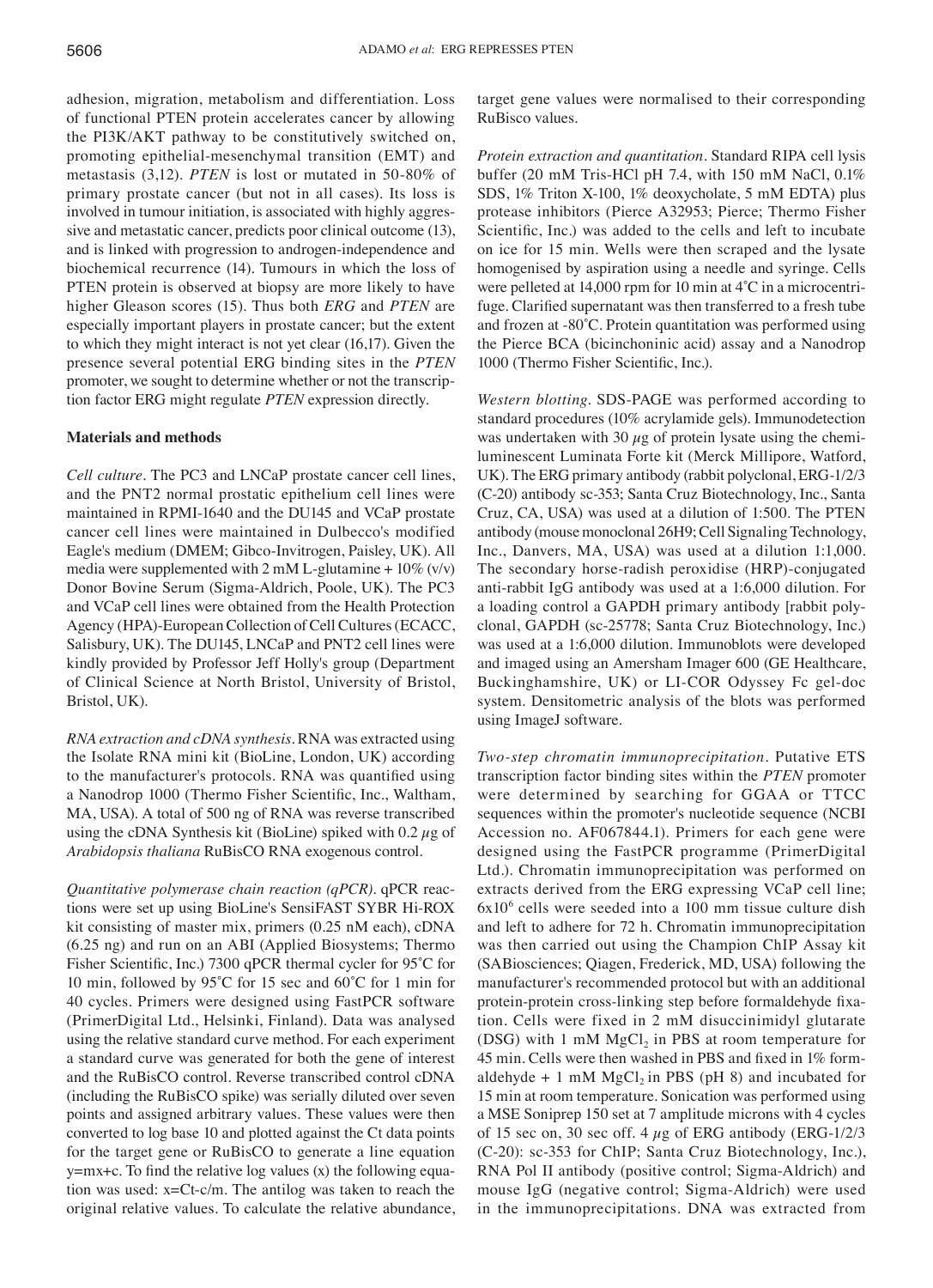adhesion, migration, metabolism and differentiation. Loss of functional PTEN protein accelerates cancer by allowing the PI3K/AKT pathway to be constitutively switched on, promoting epithelial-mesenchymal transition (EMT) and metastasis (3,12). *PTEN* is lost or mutated in 50-80% of primary prostate cancer (but not in all cases). Its loss is involved in tumour initiation, is associated with highly aggressive and metastatic cancer, predicts poor clinical outcome (13), and is linked with progression to androgen-independence and biochemical recurrence (14). Tumours in which the loss of PTEN protein is observed at biopsy are more likely to have higher Gleason scores (15). Thus both *ERG* and *PTEN* are especially important players in prostate cancer; but the extent to which they might interact is not yet clear (16,17). Given the presence several potential ERG binding sites in the *PTEN* promoter, we sought to determine whether or not the transcription factor ERG might regulate *PTEN* expression directly.

## Materials and methods

*Cell culture.* The PC3 and LNCaP prostate cancer cell lines, and the PNT2 normal prostatic epithelium cell lines were maintained in RPMI-1640 and the DU145 and VCaP prostate cancer cell lines were maintained in Dulbecco's modified Eagle's medium (DMEM; Gibco-Invitrogen, Paisley, UK). All media were supplemented with 2 mM L-glutamine + 10% (v/v) Donor Bovine Serum (Sigma-Aldrich, Poole, UK). The PC3 and VCaP cell lines were obtained from the Health Protection Agency (HPA)-European Collection of Cell Cultures (ECACC, Salisbury, UK). The DU145, LNCaP and PNT2 cell lines were kindly provided by Professor Jeff Holly's group (Department of Clinical Science at North Bristol, University of Bristol, Bristol, UK).

*RNA extraction and cDNA synthesis.* RNA was extracted using the Isolate RNA mini kit (BioLine, London, UK) according to the manufacturer's protocols. RNA was quantified using a Nanodrop 1000 (Thermo Fisher Scientific, Inc., Waltham, MA, USA). A total of 500 ng of RNA was reverse transcribed using the cDNA Synthesis kit (BioLine) spiked with 0.2 $\mu$g of *Arabidopsis thaliana* RuBisCO RNA exogenous control.

*Quantitative polymerase chain reaction (qPCR).* qPCR reactions were set up using BioLine's SensiFAST SYBR Hi-ROX kit consisting of master mix, primers (0.25 nM each), cDNA (6.25 ng) and run on an ABI (Applied Biosystems; Thermo Fisher Scientific, Inc.) 7300 qPCR thermal cycler for 95˚C for 10 min, followed by 95˚C for 15 sec and 60˚C for 1 min for 40 cycles. Primers were designed using FastPCR software (PrimerDigital Ltd., Helsinki, Finland). Data was analysed using the relative standard curve method. For each experiment a standard curve was generated for both the gene of interest and the RuBisCO control. Reverse transcribed control cDNA (including the RuBisCO spike) was serially diluted over seven points and assigned arbitrary values. These values were then converted to log base 10 and plotted against the Ct data points for the target gene or RuBisCO to generate a line equation $y=mx+c$. To find the relative log values (x) the following equation was used: $x=Ct-c/m$. The antilog was taken to reach the original relative values. To calculate the relative abundance, target gene values were normalised to their corresponding RuBisco values.

*Protein extraction and quantitation.* Standard RIPA cell lysis buffer (20 mM Tris-HCl pH 7.4, with 150 mM NaCl, 0.1% SDS, 1% Triton X-100, 1% deoxycholate, 5 mM EDTA) plus protease inhibitors (Pierce A32953; Pierce; Thermo Fisher Scientific, Inc.) was added to the cells and left to incubate on ice for 15 min. Wells were then scraped and the lysate homogenised by aspiration using a needle and syringe. Cells were pelleted at 14,000 rpm for 10 min at 4˚C in a microcentrifuge. Clarified supernatant was then transferred to a fresh tube and frozen at -80˚C. Protein quantitation was performed using the Pierce BCA (bicinchoninic acid) assay and a Nanodrop 1000 (Thermo Fisher Scientific, Inc.).

*Western blotting.* SDS-PAGE was performed according to standard procedures (10% acrylamide gels). Immunodetection was undertaken with 30 $\mu$g of protein lysate using the chemiluminescent Luminata Forte kit (Merck Millipore, Watford, UK). The ERG primary antibody (rabbit polyclonal, ERG-1/2/3 (C-20) antibody sc-353; Santa Cruz Biotechnology, Inc., Santa Cruz, CA, USA) was used at a dilution of 1:500. The PTEN antibody (mouse monoclonal 26H9; Cell Signaling Technology, Inc., Danvers, MA, USA) was used at a dilution 1:1,000. The secondary horse-radish peroxidise (HRP)-conjugated anti-rabbit IgG antibody was used at a 1:6,000 dilution. For a loading control a GAPDH primary antibody [rabbit polyclonal, GAPDH (sc-25778; Santa Cruz Biotechnology, Inc.) was used at a 1:6,000 dilution. Immunoblots were developed and imaged using an Amersham Imager 600 (GE Healthcare, Buckinghamshire, UK) or LI-COR Odyssey Fc gel-doc system. Densitometric analysis of the blots was performed using ImageJ software.

*Two-step chromatin immunoprecipitation.* Putative ETS transcription factor binding sites within the *PTEN* promoter were determined by searching for GGAA or TTCC sequences within the promoter's nucleotide sequence (NCBI Accession no. AF067844.1). Primers for each gene were designed using the FastPCR programme (PrimerDigital Ltd.). Chromatin immunoprecipitation was performed on extracts derived from the ERG expressing VCaP cell line; $6\times10^6$ cells were seeded into a 100 mm tissue culture dish and left to adhere for 72 h. Chromatin immunoprecipitation was then carried out using the Champion ChIP Assay kit (SABiosciences; Qiagen, Frederick, MD, USA) following the manufacturer's recommended protocol but with an additional protein-protein cross-linking step before formaldehyde fixation. Cells were fixed in 2 mM disuccinimidyl glutarate (DSG) with 1 mM $MgCl_2$ in PBS at room temperature for 45 min. Cells were then washed in PBS and fixed in 1% formaldehyde + 1 mM $MgCl_2$ in PBS (pH 8) and incubated for 15 min at room temperature. Sonication was performed using a MSE Soniprep 150 set at 7 amplitude microns with 4 cycles of 15 sec on, 30 sec off. 4 $\mu$g of ERG antibody (ERG-1/2/3 (C-20): sc-353 for ChIP; Santa Cruz Biotechnology, Inc.), RNA Pol II antibody (positive control; Sigma-Aldrich) and mouse IgG (negative control; Sigma-Aldrich) were used in the immunoprecipitations. DNA was extracted from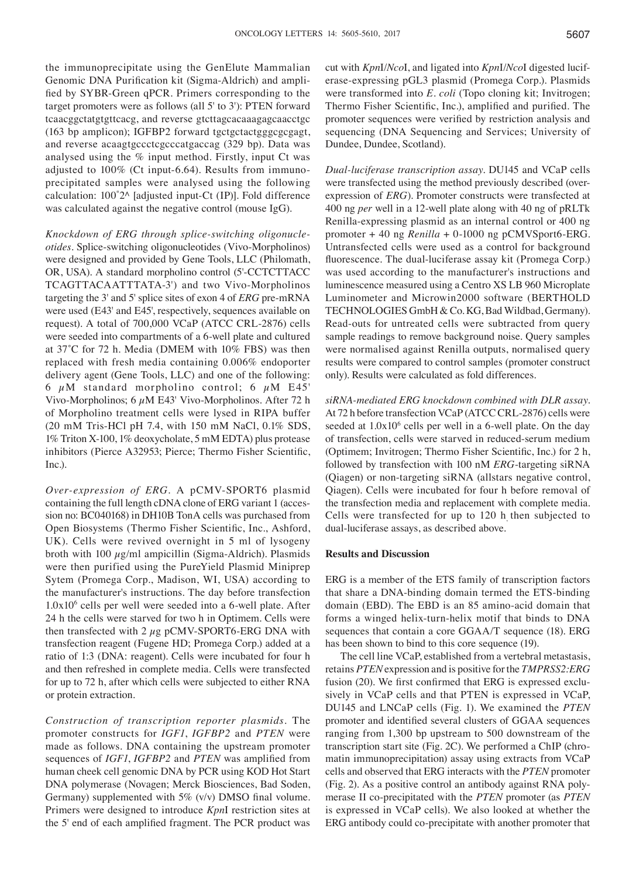the immunoprecipitate using the GenElute Mammalian Genomic DNA Purification kit (Sigma-Aldrich) and amplified by SYBR-Green qPCR. Primers corresponding to the target promoters were as follows (all 5' to 3'): PTEN forward tcaacggctatgtgttcacg, and reverse gtcttagcacaaagagcaacctgc (163 bp amplicon); IGFBP2 forward tgctgctactgggcgcgagt, and reverse acaagtgccctcgcccatgaccag (329 bp). Data was analysed using the % input method. Firstly, input Ct was adjusted to 100% (Ct input-6.64). Results from immunoprecipitated samples were analysed using the following calculation: 100*2^ [adjusted input-Ct (IP)]. Fold difference was calculated against the negative control (mouse IgG).

*Knockdown of ERG through splice-switching oligonucleotides.* Splice-switching oligonucleotides (Vivo-Morpholinos) were designed and provided by Gene Tools, LLC (Philomath, OR, USA). A standard morpholino control (5'-CCTCTTACC TCAGTTACAATTTATA-3') and two Vivo-Morpholinos targeting the 3' and 5' splice sites of exon 4 of *ERG* pre-mRNA were used (E43' and E45', respectively, sequences available on request). A total of 700,000 VCaP (ATCC CRL-2876) cells were seeded into compartments of a 6-well plate and cultured at 37˚C for 72 h. Media (DMEM with 10% FBS) was then replaced with fresh media containing 0.006% endoporter delivery agent (Gene Tools, LLC) and one of the following: 6 $\mu$M standard morpholino control; 6 $\mu$M E45' Vivo-Morpholinos; 6 $\mu$M E43' Vivo-Morpholinos. After 72 h of Morpholino treatment cells were lysed in RIPA buffer (20 mM Tris-HCl pH 7.4, with 150 mM NaCl, 0.1% SDS, 1% Triton X-100, 1% deoxycholate, 5 mM EDTA) plus protease inhibitors (Pierce A32953; Pierce; Thermo Fisher Scientific, Inc.).

*Over-expression of ERG.* A pCMV-SPORT6 plasmid containing the full length cDNA clone of ERG variant 1 (accession no: BC040168) in DH10B TonA cells was purchased from Open Biosystems (Thermo Fisher Scientific, Inc., Ashford, UK). Cells were revived overnight in 5 ml of lysogeny broth with 100 $\mu$g/ml ampicillin (Sigma-Aldrich). Plasmids were then purified using the PureYield Plasmid Miniprep Sytem (Promega Corp., Madison, WI, USA) according to the manufacturer's instructions. The day before transfection $1.0\times10^6$ cells per well were seeded into a 6-well plate. After 24 h the cells were starved for two h in Optimem. Cells were then transfected with 2 $\mu$g pCMV-SPORT6-ERG DNA with transfection reagent (Fugene HD; Promega Corp.) added at a ratio of 1:3 (DNA: reagent). Cells were incubated for four h and then refreshed in complete media. Cells were transfected for up to 72 h, after which cells were subjected to either RNA or protein extraction.

*Construction of transcription reporter plasmids.* The promoter constructs for *IGF1*, *IGFBP2* and *PTEN* were made as follows. DNA containing the upstream promoter sequences of *IGF1*, *IGFBP2* and *PTEN* was amplified from human cheek cell genomic DNA by PCR using KOD Hot Start DNA polymerase (Novagen; Merck Biosciences, Bad Soden, Germany) supplemented with 5% (v/v) DMSO final volume. Primers were designed to introduce *Kpn*I restriction sites at the 5' end of each amplified fragment. The PCR product was cut with *Kpn*I/*Nco*I, and ligated into *Kpn*I/*Nco*I digested luciferase-expressing pGL3 plasmid (Promega Corp.). Plasmids were transformed into *E. coli* (Topo cloning kit; Invitrogen; Thermo Fisher Scientific, Inc.), amplified and purified. The promoter sequences were verified by restriction analysis and sequencing (DNA Sequencing and Services; University of Dundee, Dundee, Scotland).

*Dual-luciferase transcription assay.* DU145 and VCaP cells were transfected using the method previously described (over-expression of *ERG*). Promoter constructs were transfected at 400 ng *per* well in a 12-well plate along with 40 ng of pRLTk Renilla-expressing plasmid as an internal control or 400 ng promoter + 40 ng *Renilla* + 0-1000 ng pCMVSport6-ERG. Untransfected cells were used as a control for background fluorescence. The dual-luciferase assay kit (Promega Corp.) was used according to the manufacturer's instructions and luminescence measured using a Centro XS LB 960 Microplate Luminometer and Microwin2000 software (BERTHOLD TECHNOLOGIES GmbH & Co. KG, Bad Wildbad, Germany). Read-outs for untreated cells were subtracted from query sample readings to remove background noise. Query samples were normalised against Renilla outputs, normalised query results were compared to control samples (promoter construct only). Results were calculated as fold differences.

*siRNA-mediated ERG knockdown combined with DLR assay.* At 72 h before transfection VCaP (ATCC CRL-2876) cells were seeded at $1.0\times10^6$ cells per well in a 6-well plate. On the day of transfection, cells were starved in reduced-serum medium (Optimem; Invitrogen; Thermo Fisher Scientific, Inc.) for 2 h, followed by transfection with 100 nM *ERG*-targeting siRNA (Qiagen) or non-targeting siRNA (allstars negative control, Qiagen). Cells were incubated for four h before removal of the transfection media and replacement with complete media. Cells were transfected for up to 120 h then subjected to dual-luciferase assays, as described above.

## Results and Discussion

ERG is a member of the ETS family of transcription factors that share a DNA-binding domain termed the ETS-binding domain (EBD). The EBD is an 85 amino-acid domain that forms a winged helix-turn-helix motif that binds to DNA sequences that contain a core GGAA/T sequence (18). ERG has been shown to bind to this core sequence (19).

The cell line VCaP, established from a vertebral metastasis, retains *PTEN* expression and is positive for the *TMPRSS2:ERG* fusion (20). We first confirmed that ERG is expressed exclusively in VCaP cells and that PTEN is expressed in VCaP, DU145 and LNCaP cells (Fig. 1). We examined the *PTEN* promoter and identified several clusters of GGAA sequences ranging from 1,300 bp upstream to 500 downstream of the transcription start site (Fig. 2C). We performed a ChIP (chromatin immunoprecipitation) assay using extracts from VCaP cells and observed that ERG interacts with the *PTEN* promoter (Fig. 2). As a positive control an antibody against RNA polymerase II co-precipitated with the *PTEN* promoter (as *PTEN* is expressed in VCaP cells). We also looked at whether the ERG antibody could co-precipitate with another promoter that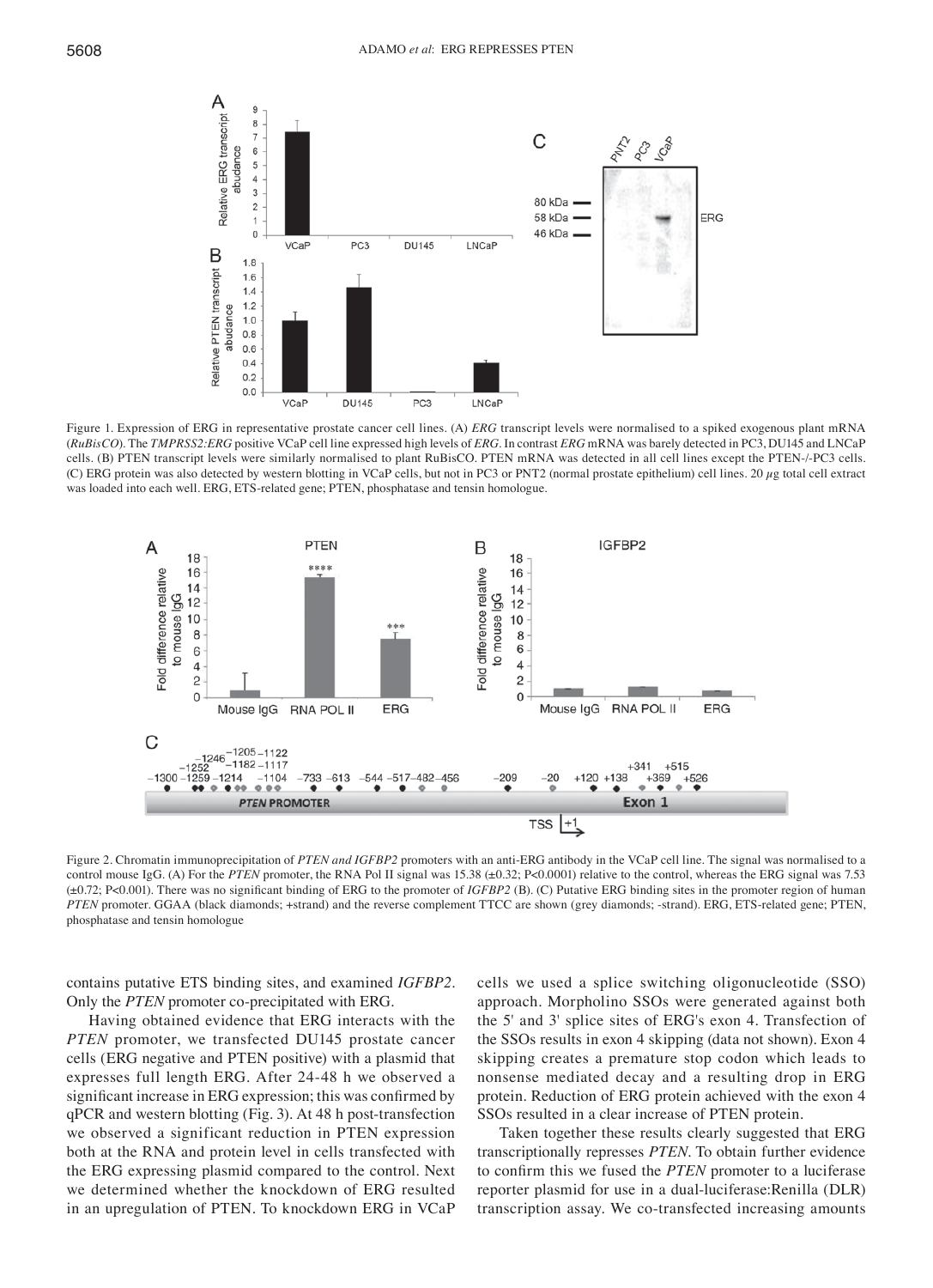Figure 1. Expression of ERG in representative prostate cancer cell lines. (A) *ERG* transcript levels were normalised to a spiked exogenous plant mRNA (*RuBisCO*). The *TMPRSS2:ERG* positive VCaP cell line expressed high levels of *ERG*. In contrast *ERG* mRNA was barely detected in PC3, DU145 and LNCaP cells. (B) PTEN transcript levels were similarly normalised to plant RuBisCO. PTEN mRNA was detected in all cell lines except the PTEN-/-PC3 cells. (C) ERG protein was also detected by western blotting in VCaP cells, but not in PC3 or PNT2 (normal prostate epithelium) cell lines. 20 $\mu$g total cell extract was loaded into each well. ERG, ETS-related gene; PTEN, phosphatase and tensin homologue.

Figure 2. Chromatin immunoprecipitation of *PTEN and IGFBP2* promoters with an anti-ERG antibody in the VCaP cell line. The signal was normalised to a control mouse IgG. (A) For the *PTEN* promoter, the RNA Pol II signal was 15.38 (±0.32; P<0.0001) relative to the control, whereas the ERG signal was 7.53 (±0.72; P<0.001). There was no significant binding of ERG to the promoter of *IGFBP2* (B). (C) Putative ERG binding sites in the promoter region of human *PTEN* promoter. GGAA (black diamonds; +strand) and the reverse complement TTCC are shown (grey diamonds; -strand). ERG, ETS-related gene; PTEN, phosphatase and tensin homologue

contains putative ETS binding sites, and examined *IGFBP2*. Only the *PTEN* promoter co-precipitated with ERG.

Having obtained evidence that ERG interacts with the *PTEN* promoter, we transfected DU145 prostate cancer cells (ERG negative and PTEN positive) with a plasmid that expresses full length ERG. After 24-48 h we observed a significant increase in ERG expression; this was confirmed by qPCR and western blotting (Fig. 3). At 48 h post-transfection we observed a significant reduction in PTEN expression both at the RNA and protein level in cells transfected with the ERG expressing plasmid compared to the control. Next we determined whether the knockdown of ERG resulted in an upregulation of PTEN. To knockdown ERG in VCaP cells we used a splice switching oligonucleotide (SSO) approach. Morpholino SSOs were generated against both the 5' and 3' splice sites of ERG's exon 4. Transfection of the SSOs results in exon 4 skipping (data not shown). Exon 4 skipping creates a premature stop codon which leads to nonsense mediated decay and a resulting drop in ERG protein. Reduction of ERG protein achieved with the exon 4 SSOs resulted in a clear increase of PTEN protein.

Taken together these results clearly suggested that ERG transcriptionally represses *PTEN*. To obtain further evidence to confirm this we fused the *PTEN* promoter to a luciferase reporter plasmid for use in a dual-luciferase:Renilla (DLR) transcription assay. We co-transfected increasing amounts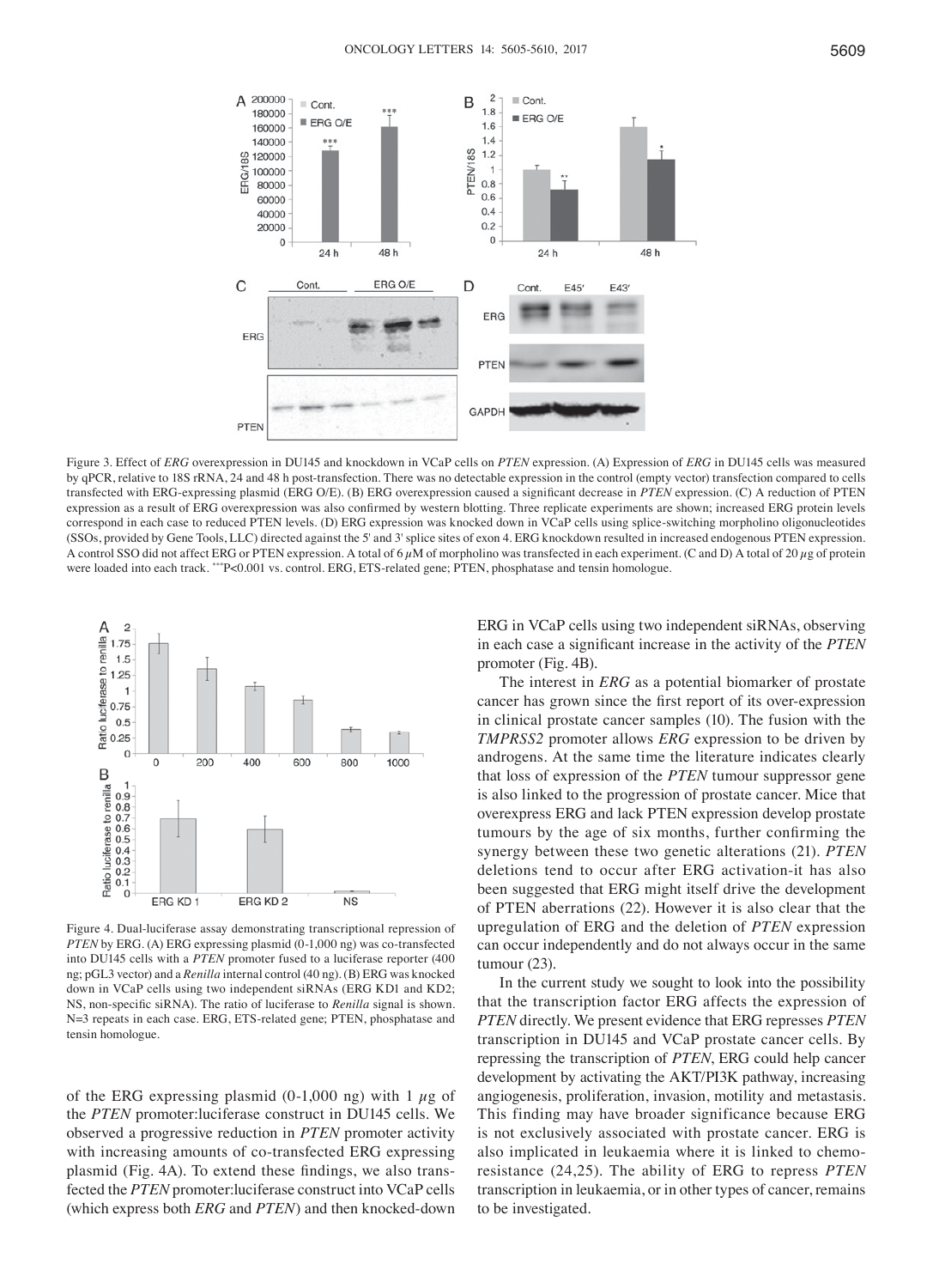Figure 3. Effect of *ERG* overexpression in DU145 and knockdown in VCaP cells on *PTEN* expression. (A) Expression of *ERG* in DU145 cells was measured by qPCR, relative to 18S rRNA, 24 and 48 h post-transfection. There was no detectable expression in the control (empty vector) transfection compared to cells transfected with ERG-expressing plasmid (ERG O/E). (B) ERG overexpression caused a significant decrease in *PTEN* expression. (C) A reduction of PTEN expression as a result of ERG overexpression was also confirmed by western blotting. Three replicate experiments are shown; increased ERG protein levels correspond in each case to reduced PTEN levels. (D) ERG expression was knocked down in VCaP cells using splice-switching morpholino oligonucleotides (SSOs, provided by Gene Tools, LLC) directed against the 5' and 3' splice sites of exon 4. ERG knockdown resulted in increased endogenous PTEN expression. A control SSO did not affect ERG or PTEN expression. A total of 6 $\mu$M of morpholino was transfected in each experiment. (C and D) A total of 20 $\mu$g of protein were loaded into each track. ***P<0.001 vs. control. ERG, ETS-related gene; PTEN, phosphatase and tensin homologue.

Figure 4. Dual-luciferase assay demonstrating transcriptional repression of *PTEN* by ERG. (A) ERG expressing plasmid (0-1,000 ng) was co-transfected into DU145 cells with a *PTEN* promoter fused to a luciferase reporter (400 ng; pGL3 vector) and a *Renilla* internal control (40 ng). (B) ERG was knocked down in VCaP cells using two independent siRNAs (ERG KD1 and KD2; NS, non-specific siRNA). The ratio of luciferase to *Renilla* signal is shown. N=3 repeats in each case. ERG, ETS-related gene; PTEN, phosphatase and tensin homologue.

of the ERG expressing plasmid (0-1,000 ng) with 1 $\mu$g of the *PTEN* promoter:luciferase construct in DU145 cells. We observed a progressive reduction in *PTEN* promoter activity with increasing amounts of co-transfected ERG expressing plasmid (Fig. 4A). To extend these findings, we also transfected the *PTEN* promoter:luciferase construct into VCaP cells (which express both *ERG* and *PTEN*) and then knocked-down ERG in VCaP cells using two independent siRNAs, observing in each case a significant increase in the activity of the *PTEN* promoter (Fig. 4B).

The interest in *ERG* as a potential biomarker of prostate cancer has grown since the first report of its over-expression in clinical prostate cancer samples (10). The fusion with the *TMPRSS2* promoter allows *ERG* expression to be driven by androgens. At the same time the literature indicates clearly that loss of expression of the *PTEN* tumour suppressor gene is also linked to the progression of prostate cancer. Mice that overexpress ERG and lack PTEN expression develop prostate tumours by the age of six months, further confirming the synergy between these two genetic alterations (21). *PTEN* deletions tend to occur after ERG activation-it has also been suggested that ERG might itself drive the development of PTEN aberrations (22). However it is also clear that the upregulation of ERG and the deletion of *PTEN* expression can occur independently and do not always occur in the same tumour (23).

In the current study we sought to look into the possibility that the transcription factor ERG affects the expression of *PTEN* directly. We present evidence that ERG represses *PTEN* transcription in DU145 and VCaP prostate cancer cells. By repressing the transcription of *PTEN*, ERG could help cancer development by activating the AKT/PI3K pathway, increasing angiogenesis, proliferation, invasion, motility and metastasis. This finding may have broader significance because ERG is not exclusively associated with prostate cancer. ERG is also implicated in leukaemia where it is linked to chemoresistance (24,25). The ability of ERG to repress *PTEN* transcription in leukaemia, or in other types of cancer, remains to be investigated.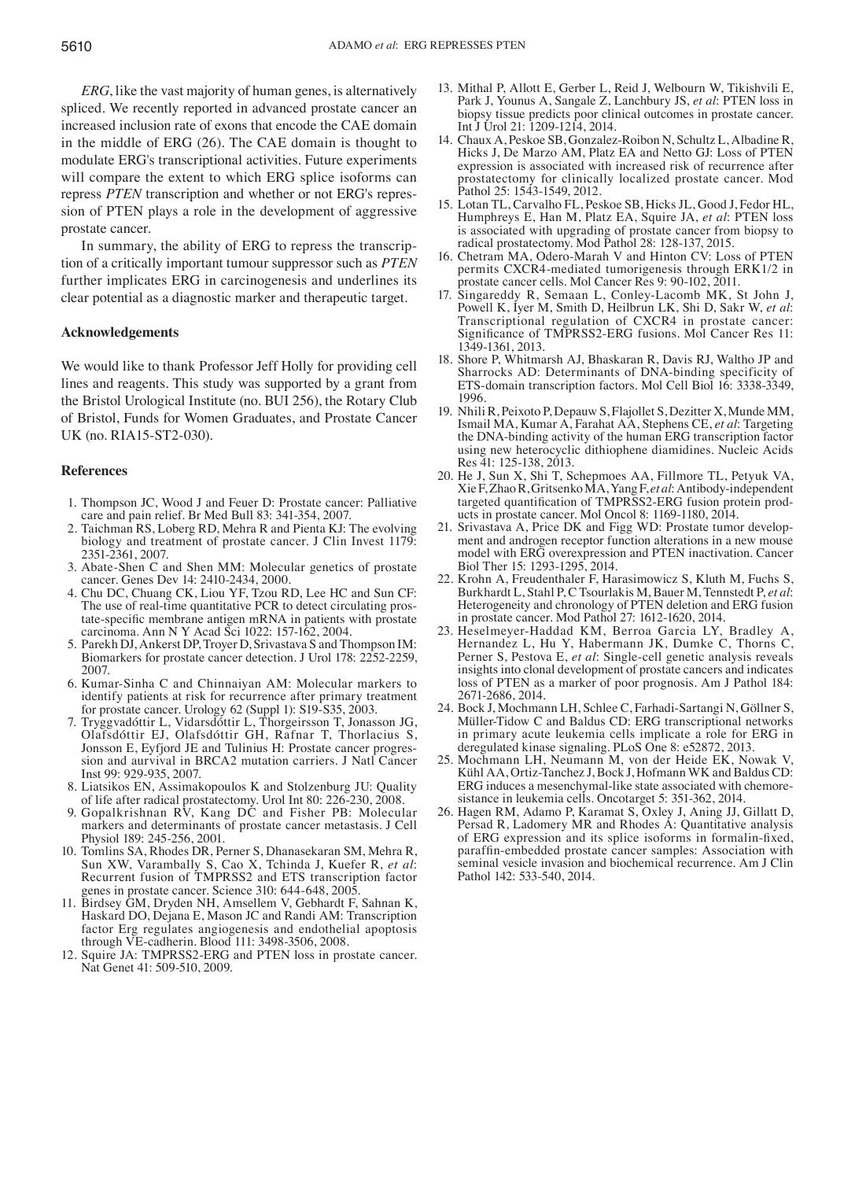*ERG*, like the vast majority of human genes, is alternatively spliced. We recently reported in advanced prostate cancer an increased inclusion rate of exons that encode the CAE domain in the middle of ERG (26). The CAE domain is thought to modulate ERG's transcriptional activities. Future experiments will compare the extent to which ERG splice isoforms can repress *PTEN* transcription and whether or not ERG's repression of PTEN plays a role in the development of aggressive prostate cancer.

In summary, the ability of ERG to repress the transcription of a critically important tumour suppressor such as *PTEN* further implicates ERG in carcinogenesis and underlines its clear potential as a diagnostic marker and therapeutic target.

## Acknowledgements

We would like to thank Professor Jeff Holly for providing cell lines and reagents. This study was supported by a grant from the Bristol Urological Institute (no. BUI 256), the Rotary Club of Bristol, Funds for Women Graduates, and Prostate Cancer UK (no. RIA15-ST2-030).

## References

1. Thompson JC, Wood J and Feuer D: Prostate cancer: Palliative care and pain relief. Br Med Bull 83: 341-354, 2007.
2. Taichman RS, Loberg RD, Mehra R and Pienta KJ: The evolving biology and treatment of prostate cancer. J Clin Invest 1179: 2351-2361, 2007.
3. Abate-Shen C and Shen MM: Molecular genetics of prostate cancer. Genes Dev 14: 2410-2434, 2000.
4. Chu DC, Chuang CK, Liou YF, Tzou RD, Lee HC and Sun CF: The use of real-time quantitative PCR to detect circulating prostate-specific membrane antigen mRNA in patients with prostate carcinoma. Ann N Y Acad Sci 1022: 157-162, 2004.
5. Parekh DJ, Ankerst DP, Troyer D, Srivastava S and Thompson IM: Biomarkers for prostate cancer detection. J Urol 178: 2252-2259, 2007.
6. Kumar-Sinha C and Chinnaiyan AM: Molecular markers to identify patients at risk for recurrence after primary treatment for prostate cancer. Urology 62 (Suppl 1): S19-S35, 2003.
7. Tryggvadóttir L, Vidarsdóttir L, Thorgeirsson T, Jonasson JG, Olafsdóttir EJ, Olafsdóttir GH, Rafnar T, Thorlacius S, Jonsson E, Eyfjord JE and Tulinius H: Prostate cancer progression and aurvival in BRCA2 mutation carriers. J Natl Cancer Inst 99: 929-935, 2007.
8. Liatsikos EN, Assimakopoulos K and Stolzenburg JU: Quality of life after radical prostatectomy. Urol Int 80: 226-230, 2008.
9. Gopalkrishnan RV, Kang DC and Fisher PB: Molecular markers and determinants of prostate cancer metastasis. J Cell Physiol 189: 245-256, 2001.
10. Tomlins SA, Rhodes DR, Perner S, Dhanasekaran SM, Mehra R, Sun XW, Varambally S, Cao X, Tchinda J, Kuefer R, *et al*: Recurrent fusion of TMPRSS2 and ETS transcription factor genes in prostate cancer. Science 310: 644-648, 2005.
11. Birdsey GM, Dryden NH, Amsellem V, Gebhardt F, Sahnan K, Haskard DO, Dejana E, Mason JC and Randi AM: Transcription factor Erg regulates angiogenesis and endothelial apoptosis through VE-cadherin. Blood 111: 3498-3506, 2008.
12. Squire JA: TMPRSS2-ERG and PTEN loss in prostate cancer. Nat Genet 41: 509-510, 2009.
13. Mithal P, Allott E, Gerber L, Reid J, Welbourn W, Tikishvili E, Park J, Younus A, Sangale Z, Lanchbury JS, *et al*: PTEN loss in biopsy tissue predicts poor clinical outcomes in prostate cancer. Int J Urol 21: 1209-1214, 2014.
14. Chaux A, Peskoe SB, Gonzalez-Roibon N, Schultz L, Albadine R, Hicks J, De Marzo AM, Platz EA and Netto GJ: Loss of PTEN expression is associated with increased risk of recurrence after prostatectomy for clinically localized prostate cancer. Mod Pathol 25: 1543-1549, 2012.
15. Lotan TL, Carvalho FL, Peskoe SB, Hicks JL, Good J, Fedor HL, Humphreys E, Han M, Platz EA, Squire JA, *et al*: PTEN loss is associated with upgrading of prostate cancer from biopsy to radical prostatectomy. Mod Pathol 28: 128-137, 2015.
16. Chetram MA, Odero-Marah V and Hinton CV: Loss of PTEN permits CXCR4-mediated tumorigenesis through ERK1/2 in prostate cancer cells. Mol Cancer Res 9: 90-102, 2011.
17. Singareddy R, Semaan L, Conley-Lacomb MK, St John J, Powell K, Iyer M, Smith D, Heilbrun LK, Shi D, Sakr W, *et al*: Transcriptional regulation of CXCR4 in prostate cancer: Significance of TMPRSS2-ERG fusions. Mol Cancer Res 11: 1349-1361, 2013.
18. Shore P, Whitmarsh AJ, Bhaskaran R, Davis RJ, Waltho JP and Sharrocks AD: Determinants of DNA-binding specificity of ETS-domain transcription factors. Mol Cell Biol 16: 3338-3349, 1996.
19. Nhili R, Peixoto P, Depauw S, Flajollet S, Dezitter X, Munde MM, Ismail MA, Kumar A, Farahat AA, Stephens CE, *et al*: Targeting the DNA-binding activity of the human ERG transcription factor using new heterocyclic dithiophene diamidines. Nucleic Acids Res 41: 125-138, 2013.
20. He J, Sun X, Shi T, Schepmoes AA, Fillmore TL, Petyuk VA, Xie F, Zhao R, Gritsenko MA, Yang F, *et al*: Antibody-independent targeted quantification of TMPRSS2-ERG fusion protein products in prostate cancer. Mol Oncol 8: 1169-1180, 2014.
21. Srivastava A, Price DK and Figg WD: Prostate tumor development and androgen receptor function alterations in a new mouse model with ERG overexpression and PTEN inactivation. Cancer Biol Ther 15: 1293-1295, 2014.
22. Krohn A, Freudenthaler F, Harasimowicz S, Kluth M, Fuchs S, Burkhardt L, Stahl P, C Tsourlakis M, Bauer M, Tennstedt P, *et al*: Heterogeneity and chronology of PTEN deletion and ERG fusion in prostate cancer. Mod Pathol 27: 1612-1620, 2014.
23. Heselmeyer-Haddad KM, Berroa Garcia LY, Bradley A, Hernandez L, Hu Y, Habermann JK, Dumke C, Thorns C, Perner S, Pestova E, *et al*: Single-cell genetic analysis reveals insights into clonal development of prostate cancers and indicates loss of PTEN as a marker of poor prognosis. Am J Pathol 184: 2671-2686, 2014.
24. Bock J, Mochmann LH, Schlee C, Farhadi-Sartangi N, Göllner S, Müller-Tidow C and Baldus CD: ERG transcriptional networks in primary acute leukemia cells implicate a role for ERG in deregulated kinase signaling. PLoS One 8: e52872, 2013.
25. Mochmann LH, Neumann M, von der Heide EK, Nowak V, Kühl AA, Ortiz-Tanchez J, Bock J, Hofmann WK and Baldus CD: ERG induces a mesenchymal-like state associated with chemoresistance in leukemia cells. Oncotarget 5: 351-362, 2014.
26. Hagen RM, Adamo P, Karamat S, Oxley J, Aning JJ, Gillatt D, Persad R, Ladomery MR and Rhodes A: Quantitative analysis of ERG expression and its splice isoforms in formalin-fixed, paraffin-embedded prostate cancer samples: Association with seminal vesicle invasion and biochemical recurrence. Am J Clin Pathol 142: 533-540, 2014.